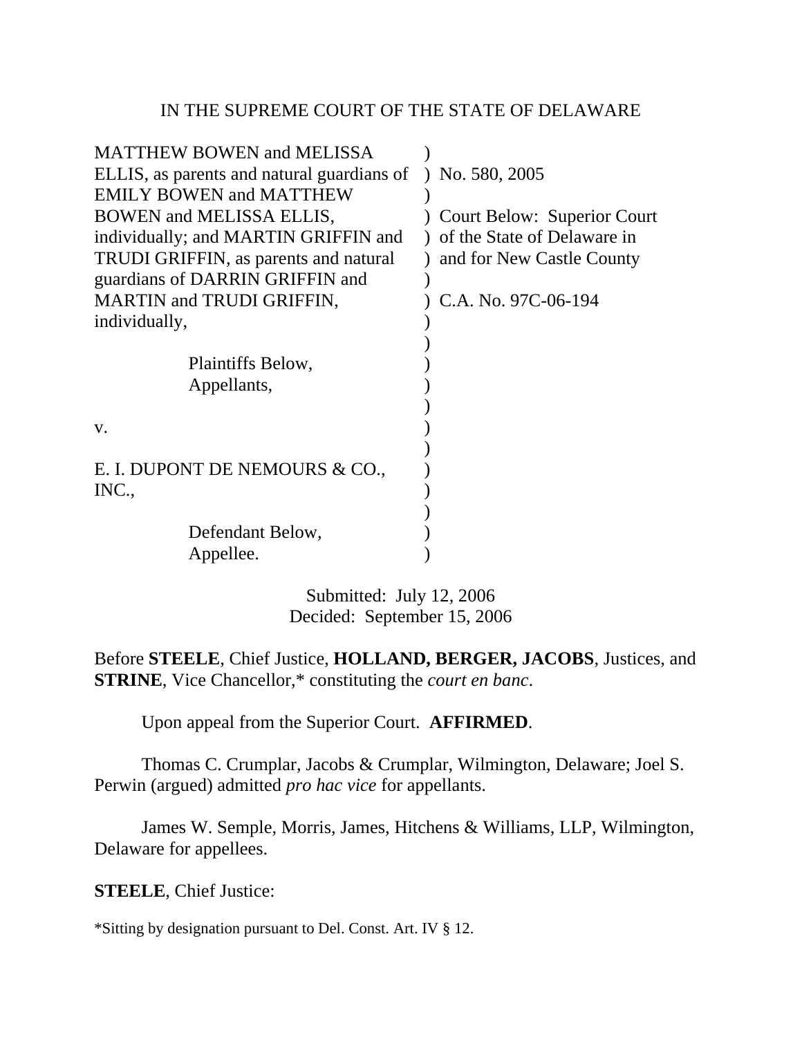IN THE SUPREME COURT OF THE STATE OF DELAWARE

| | |
|---|---|
| MATTHEW BOWEN and MELISSA ELLIS, as parents and natural guardians of EMILY BOWEN and MATTHEW BOWEN and MELISSA ELLIS, individually; and MARTIN GRIFFIN and TRUDI GRIFFIN, as parents and natural guardians of DARRIN GRIFFIN and MARTIN and TRUDI GRIFFIN, individually, | No. 580, 2005 |
| Plaintiffs Below, Appellants, | Court Below: Superior Court of the State of Delaware in and for New Castle County |
| v. | C.A. No. 97C-06-194 |
| E. I. DUPONT DE NEMOURS & CO., INC., | |
| Defendant Below, Appellee. | |

Submitted: July 12, 2006
Decided: September 15, 2006

Before **STEELE**, Chief Justice, **HOLLAND, BERGER, JACOBS**, Justices, and **STRINE**, Vice Chancellor,* constituting the *court en banc*.

Upon appeal from the Superior Court. **AFFIRMED**.

Thomas C. Crumplar, Jacobs & Crumplar, Wilmington, Delaware; Joel S. Perwin (argued) admitted *pro hac vice* for appellants.

James W. Semple, Morris, James, Hitchens & Williams, LLP, Wilmington, Delaware for appellees.

**STEELE**, Chief Justice:

*Sitting by designation pursuant to Del. Const. Art. IV § 12.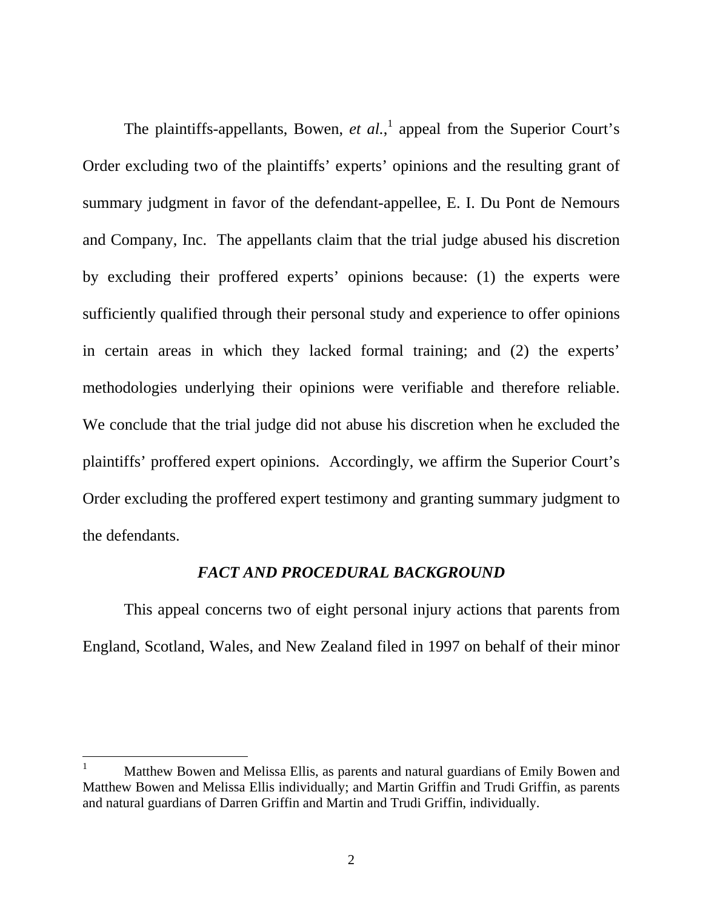The plaintiffs-appellants, Bowen, *et al.*,[1] appeal from the Superior Court's Order excluding two of the plaintiffs' experts' opinions and the resulting grant of summary judgment in favor of the defendant-appellee, E. I. Du Pont de Nemours and Company, Inc. The appellants claim that the trial judge abused his discretion by excluding their proffered experts' opinions because: (1) the experts were sufficiently qualified through their personal study and experience to offer opinions in certain areas in which they lacked formal training; and (2) the experts' methodologies underlying their opinions were verifiable and therefore reliable. We conclude that the trial judge did not abuse his discretion when he excluded the plaintiffs' proffered expert opinions. Accordingly, we affirm the Superior Court's Order excluding the proffered expert testimony and granting summary judgment to the defendants.

### *FACT AND PROCEDURAL BACKGROUND*

This appeal concerns two of eight personal injury actions that parents from England, Scotland, Wales, and New Zealand filed in 1997 on behalf of their minor

---

[1] Matthew Bowen and Melissa Ellis, as parents and natural guardians of Emily Bowen and Matthew Bowen and Melissa Ellis individually; and Martin Griffin and Trudi Griffin, as parents and natural guardians of Darren Griffin and Martin and Trudi Griffin, individually.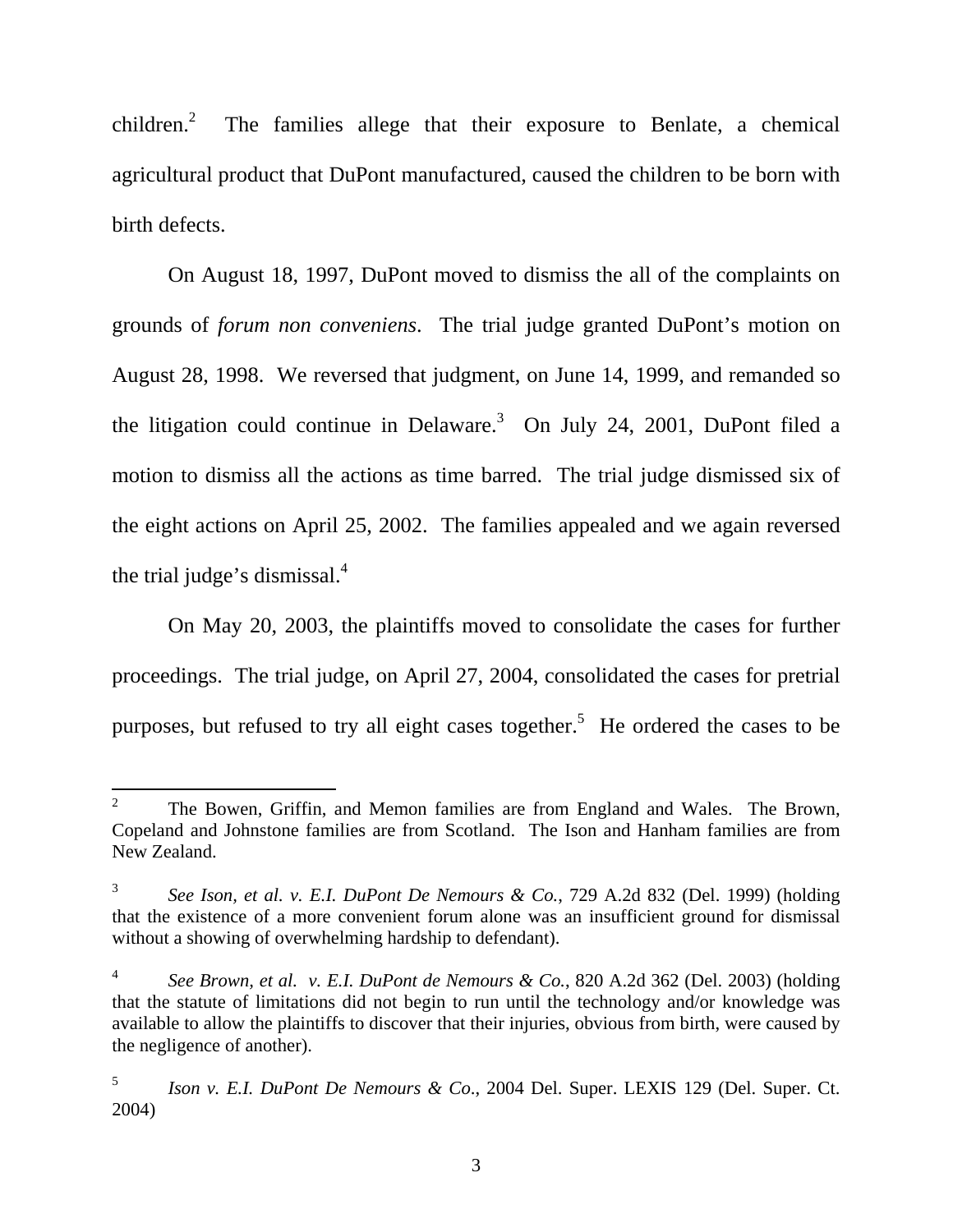children.[2] The families allege that their exposure to Benlate, a chemical agricultural product that DuPont manufactured, caused the children to be born with birth defects.

On August 18, 1997, DuPont moved to dismiss the all of the complaints on grounds of *forum non conveniens*. The trial judge granted DuPont's motion on August 28, 1998. We reversed that judgment, on June 14, 1999, and remanded so the litigation could continue in Delaware.[3] On July 24, 2001, DuPont filed a motion to dismiss all the actions as time barred. The trial judge dismissed six of the eight actions on April 25, 2002. The families appealed and we again reversed the trial judge's dismissal.[4]

On May 20, 2003, the plaintiffs moved to consolidate the cases for further proceedings. The trial judge, on April 27, 2004, consolidated the cases for pretrial purposes, but refused to try all eight cases together.[5] He ordered the cases to be

---

[2] The Bowen, Griffin, and Memon families are from England and Wales. The Brown, Copeland and Johnstone families are from Scotland. The Ison and Hanham families are from New Zealand.

[3] *See Ison, et al. v. E.I. DuPont De Nemours & Co.*, 729 A.2d 832 (Del. 1999) (holding that the existence of a more convenient forum alone was an insufficient ground for dismissal without a showing of overwhelming hardship to defendant).

[4] *See Brown, et al. v. E.I. DuPont de Nemours & Co.*, 820 A.2d 362 (Del. 2003) (holding that the statute of limitations did not begin to run until the technology and/or knowledge was available to allow the plaintiffs to discover that their injuries, obvious from birth, were caused by the negligence of another).

[5] *Ison v. E.I. DuPont De Nemours & Co*., 2004 Del. Super. LEXIS 129 (Del. Super. Ct. 2004)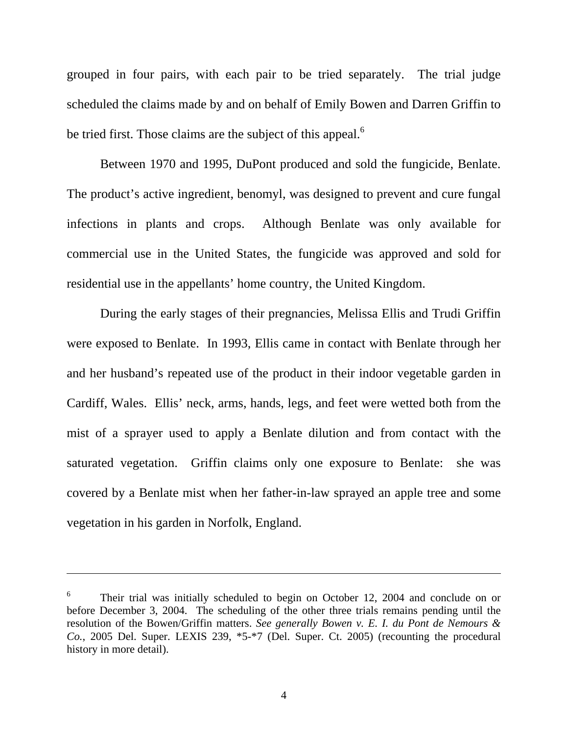grouped in four pairs, with each pair to be tried separately. The trial judge scheduled the claims made by and on behalf of Emily Bowen and Darren Griffin to be tried first. Those claims are the subject of this appeal.[6]

Between 1970 and 1995, DuPont produced and sold the fungicide, Benlate. The product's active ingredient, benomyl, was designed to prevent and cure fungal infections in plants and crops. Although Benlate was only available for commercial use in the United States, the fungicide was approved and sold for residential use in the appellants' home country, the United Kingdom.

During the early stages of their pregnancies, Melissa Ellis and Trudi Griffin were exposed to Benlate. In 1993, Ellis came in contact with Benlate through her and her husband's repeated use of the product in their indoor vegetable garden in Cardiff, Wales. Ellis' neck, arms, hands, legs, and feet were wetted both from the mist of a sprayer used to apply a Benlate dilution and from contact with the saturated vegetation. Griffin claims only one exposure to Benlate: she was covered by a Benlate mist when her father-in-law sprayed an apple tree and some vegetation in his garden in Norfolk, England.

---

[6] Their trial was initially scheduled to begin on October 12, 2004 and conclude on or before December 3, 2004. The scheduling of the other three trials remains pending until the resolution of the Bowen/Griffin matters. *See generally Bowen v. E. I. du Pont de Nemours & Co.*, 2005 Del. Super. LEXIS 239, *5-*7 (Del. Super. Ct. 2005) (recounting the procedural history in more detail).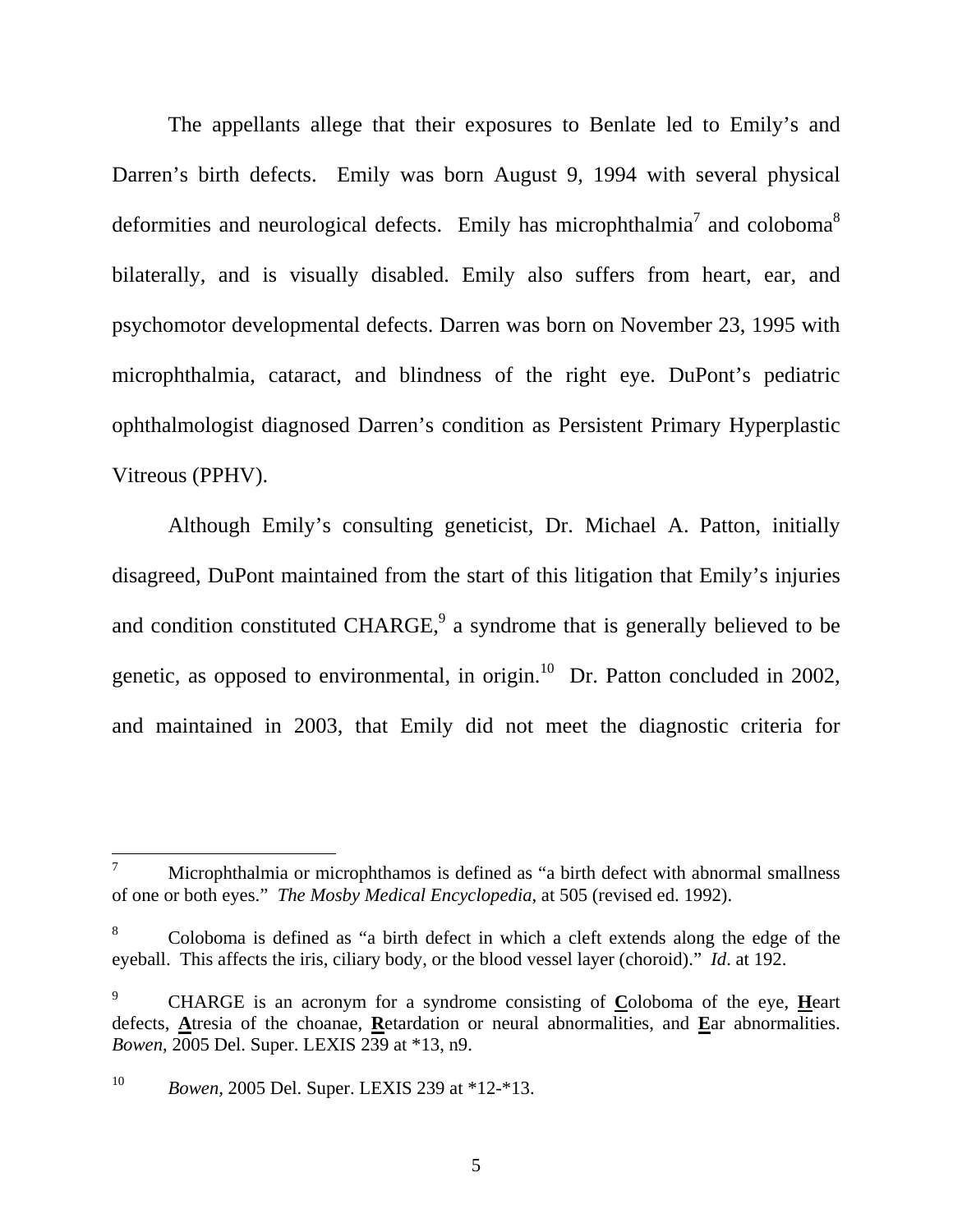The appellants allege that their exposures to Benlate led to Emily's and Darren's birth defects. Emily was born August 9, 1994 with several physical deformities and neurological defects. Emily has microphthalmia[7] and coloboma[8] bilaterally, and is visually disabled. Emily also suffers from heart, ear, and psychomotor developmental defects. Darren was born on November 23, 1995 with microphthalmia, cataract, and blindness of the right eye. DuPont's pediatric ophthalmologist diagnosed Darren's condition as Persistent Primary Hyperplastic Vitreous (PPHV).

Although Emily's consulting geneticist, Dr. Michael A. Patton, initially disagreed, DuPont maintained from the start of this litigation that Emily's injuries and condition constituted CHARGE,[9] a syndrome that is generally believed to be genetic, as opposed to environmental, in origin.[10] Dr. Patton concluded in 2002, and maintained in 2003, that Emily did not meet the diagnostic criteria for

---

[7] Microphthalmia or microphthamos is defined as "a birth defect with abnormal smallness of one or both eyes." *The Mosby Medical Encyclopedia*, at 505 (revised ed. 1992).

[8] Coloboma is defined as "a birth defect in which a cleft extends along the edge of the eyeball. This affects the iris, ciliary body, or the blood vessel layer (choroid)." *Id*. at 192.

[9] CHARGE is an acronym for a syndrome consisting of **C**oloboma of the eye, **H**eart defects, **A**tresia of the choanae, **R**etardation or neural abnormalities, and **E**ar abnormalities. *Bowen*, 2005 Del. Super. LEXIS 239 at *13, n9.

[10] *Bowen*, 2005 Del. Super. LEXIS 239 at *12-*13.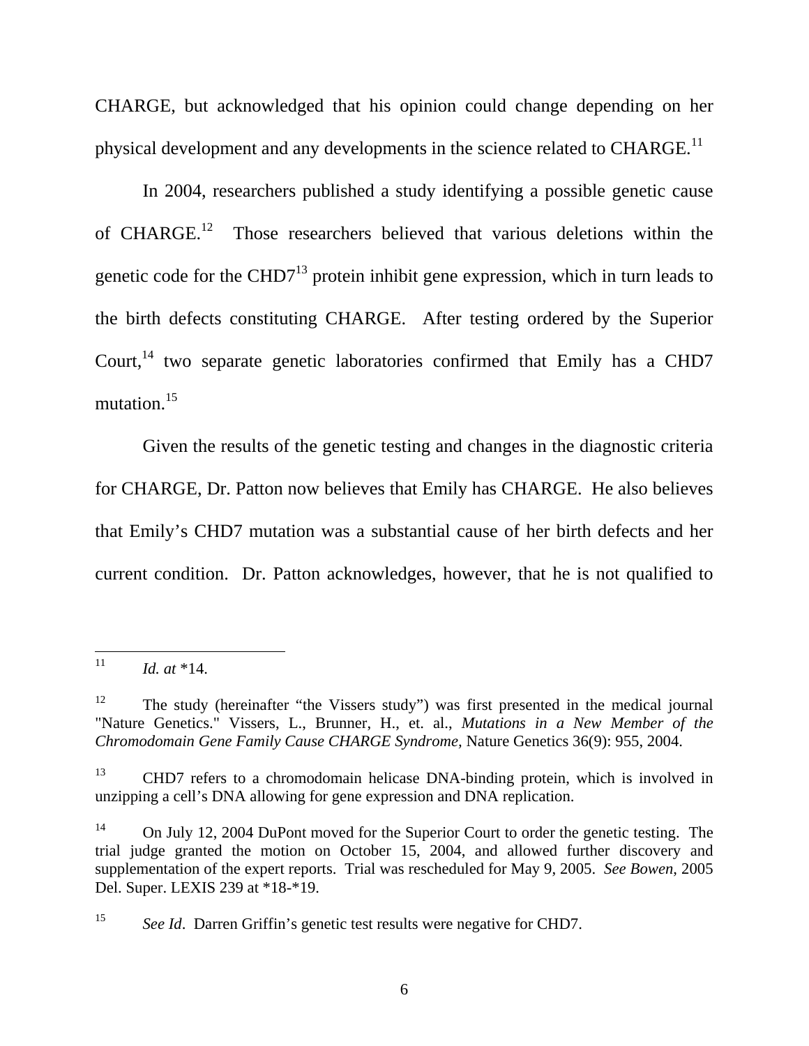CHARGE, but acknowledged that his opinion could change depending on her physical development and any developments in the science related to CHARGE.[11]

In 2004, researchers published a study identifying a possible genetic cause of CHARGE.[12] Those researchers believed that various deletions within the genetic code for the CHD7[13] protein inhibit gene expression, which in turn leads to the birth defects constituting CHARGE. After testing ordered by the Superior Court,[14] two separate genetic laboratories confirmed that Emily has a CHD7 mutation.[15]

Given the results of the genetic testing and changes in the diagnostic criteria for CHARGE, Dr. Patton now believes that Emily has CHARGE. He also believes that Emily's CHD7 mutation was a substantial cause of her birth defects and her current condition. Dr. Patton acknowledges, however, that he is not qualified to

---

[11] *Id. at* *14.

[12] The study (hereinafter "the Vissers study") was first presented in the medical journal "Nature Genetics." Vissers, L., Brunner, H., et. al., *Mutations in a New Member of the Chromodomain Gene Family Cause CHARGE Syndrome,* Nature Genetics 36(9): 955, 2004.

[13] CHD7 refers to a chromodomain helicase DNA-binding protein, which is involved in unzipping a cell's DNA allowing for gene expression and DNA replication.

[14] On July 12, 2004 DuPont moved for the Superior Court to order the genetic testing. The trial judge granted the motion on October 15, 2004, and allowed further discovery and supplementation of the expert reports. Trial was rescheduled for May 9, 2005. *See Bowen*, 2005 Del. Super. LEXIS 239 at *18-*19.

[15] *See Id*. Darren Griffin's genetic test results were negative for CHD7.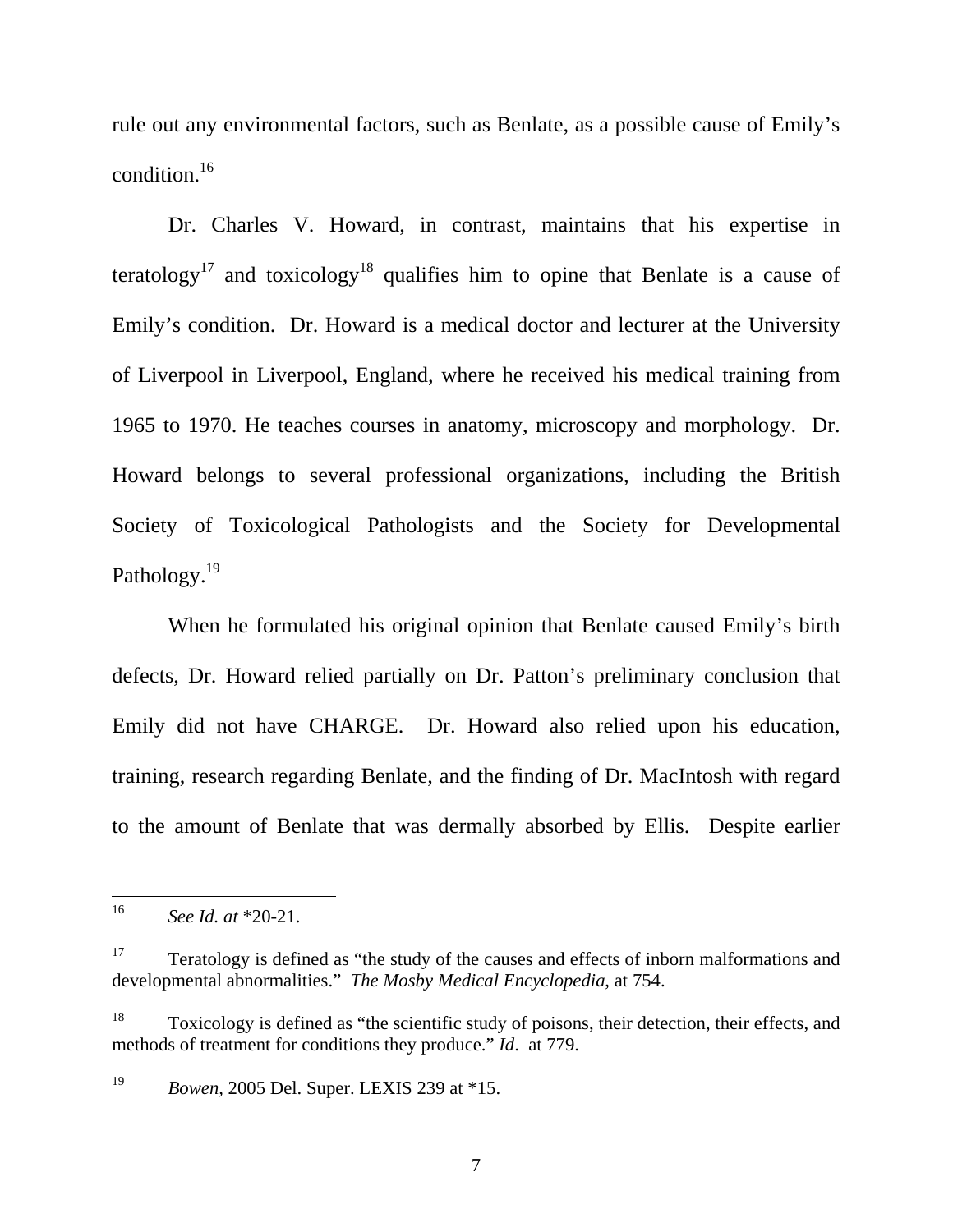rule out any environmental factors, such as Benlate, as a possible cause of Emily's condition.[16]

Dr. Charles V. Howard, in contrast, maintains that his expertise in teratology[17] and toxicology[18] qualifies him to opine that Benlate is a cause of Emily's condition. Dr. Howard is a medical doctor and lecturer at the University of Liverpool in Liverpool, England, where he received his medical training from 1965 to 1970. He teaches courses in anatomy, microscopy and morphology. Dr. Howard belongs to several professional organizations, including the British Society of Toxicological Pathologists and the Society for Developmental Pathology.[19]

When he formulated his original opinion that Benlate caused Emily's birth defects, Dr. Howard relied partially on Dr. Patton's preliminary conclusion that Emily did not have CHARGE. Dr. Howard also relied upon his education, training, research regarding Benlate, and the finding of Dr. MacIntosh with regard to the amount of Benlate that was dermally absorbed by Ellis. Despite earlier

---

[16] *See Id. at* *20-21.

[17] Teratology is defined as "the study of the causes and effects of inborn malformations and developmental abnormalities." *The Mosby Medical Encyclopedia*, at 754.

[18] Toxicology is defined as "the scientific study of poisons, their detection, their effects, and methods of treatment for conditions they produce." *Id*. at 779.

[19] *Bowen*, 2005 Del. Super. LEXIS 239 at *15.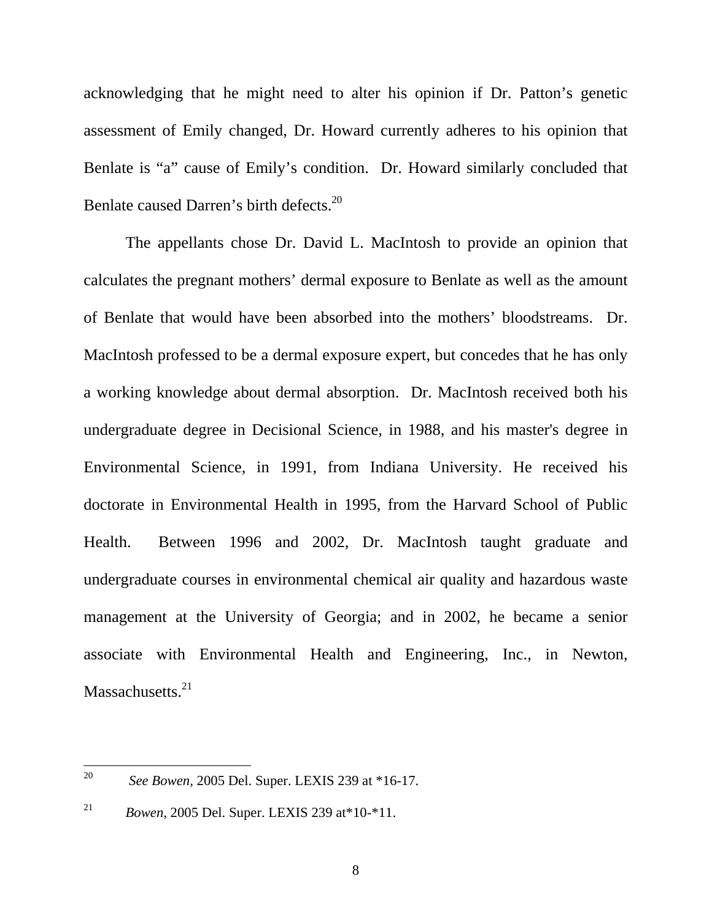acknowledging that he might need to alter his opinion if Dr. Patton's genetic assessment of Emily changed, Dr. Howard currently adheres to his opinion that Benlate is "a" cause of Emily's condition. Dr. Howard similarly concluded that Benlate caused Darren's birth defects.[20]

The appellants chose Dr. David L. MacIntosh to provide an opinion that calculates the pregnant mothers' dermal exposure to Benlate as well as the amount of Benlate that would have been absorbed into the mothers' bloodstreams. Dr. MacIntosh professed to be a dermal exposure expert, but concedes that he has only a working knowledge about dermal absorption. Dr. MacIntosh received both his undergraduate degree in Decisional Science, in 1988, and his master's degree in Environmental Science, in 1991, from Indiana University. He received his doctorate in Environmental Health in 1995, from the Harvard School of Public Health. Between 1996 and 2002, Dr. MacIntosh taught graduate and undergraduate courses in environmental chemical air quality and hazardous waste management at the University of Georgia; and in 2002, he became a senior associate with Environmental Health and Engineering, Inc., in Newton, Massachusetts.[21]

---

[20] *See Bowen*, 2005 Del. Super. LEXIS 239 at *16-17.

[21] *Bowen*, 2005 Del. Super. LEXIS 239 at*10-*11.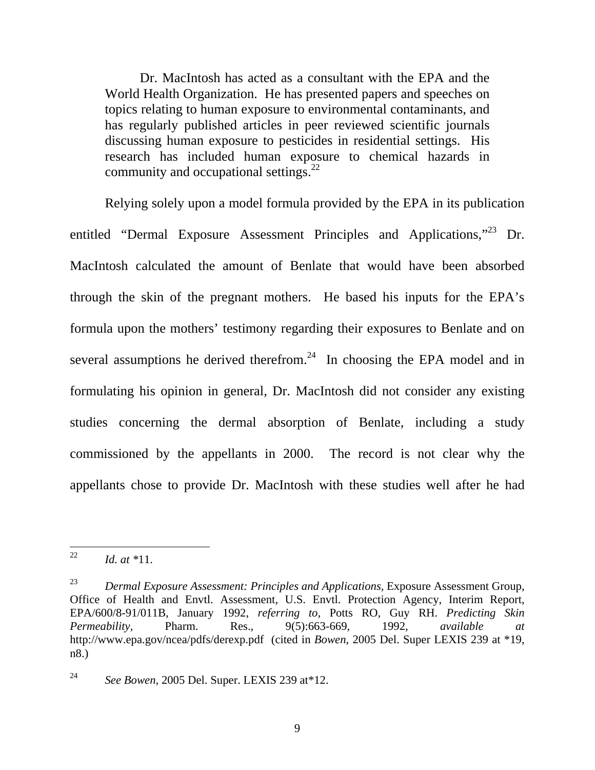> Dr. MacIntosh has acted as a consultant with the EPA and the World Health Organization. He has presented papers and speeches on topics relating to human exposure to environmental contaminants, and has regularly published articles in peer reviewed scientific journals discussing human exposure to pesticides in residential settings. His research has included human exposure to chemical hazards in community and occupational settings.[22]

Relying solely upon a model formula provided by the EPA in its publication entitled "Dermal Exposure Assessment Principles and Applications,"[23] Dr. MacIntosh calculated the amount of Benlate that would have been absorbed through the skin of the pregnant mothers. He based his inputs for the EPA's formula upon the mothers' testimony regarding their exposures to Benlate and on several assumptions he derived therefrom.[24] In choosing the EPA model and in formulating his opinion in general, Dr. MacIntosh did not consider any existing studies concerning the dermal absorption of Benlate, including a study commissioned by the appellants in 2000. The record is not clear why the appellants chose to provide Dr. MacIntosh with these studies well after he had

---

[22] *Id. at* *11.

[23] *Dermal Exposure Assessment: Principles and Applications*, Exposure Assessment Group, Office of Health and Envtl. Assessment, U.S. Envtl. Protection Agency, Interim Report, EPA/600/8-91/011B, January 1992, *referring to*, Potts RO, Guy RH. *Predicting Skin Permeability*, Pharm. Res., 9(5):663-669, 1992, *available at* http://www.epa.gov/ncea/pdfs/derexp.pdf (cited in *Bowen*, 2005 Del. Super LEXIS 239 at *19, n8.)

[24] *See Bowen*, 2005 Del. Super. LEXIS 239 at*12.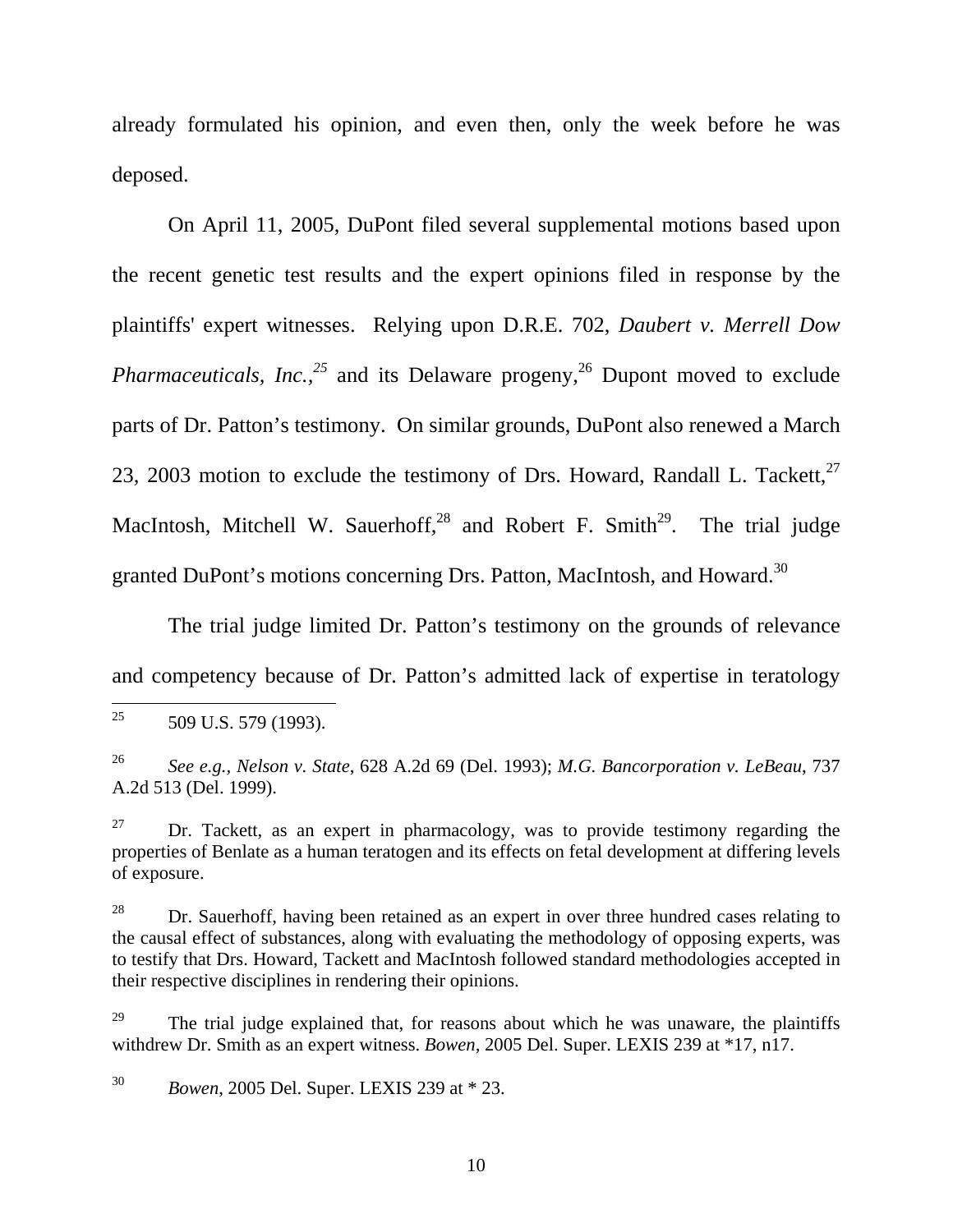already formulated his opinion, and even then, only the week before he was deposed.

On April 11, 2005, DuPont filed several supplemental motions based upon the recent genetic test results and the expert opinions filed in response by the plaintiffs' expert witnesses. Relying upon D.R.E. 702, *Daubert v. Merrell Dow Pharmaceuticals, Inc.,*[25] and its Delaware progeny,[26] Dupont moved to exclude parts of Dr. Patton's testimony. On similar grounds, DuPont also renewed a March 23, 2003 motion to exclude the testimony of Drs. Howard, Randall L. Tackett,[27] MacIntosh, Mitchell W. Sauerhoff,[28] and Robert F. Smith[29]. The trial judge granted DuPont's motions concerning Drs. Patton, MacIntosh, and Howard.[30]

The trial judge limited Dr. Patton's testimony on the grounds of relevance and competency because of Dr. Patton's admitted lack of expertise in teratology

---

[25] 509 U.S. 579 (1993).

[26] *See e.g., Nelson v. State*, 628 A.2d 69 (Del. 1993); *M.G. Bancorporation v. LeBeau*, 737 A.2d 513 (Del. 1999).

[27] Dr. Tackett, as an expert in pharmacology, was to provide testimony regarding the properties of Benlate as a human teratogen and its effects on fetal development at differing levels of exposure.

[28] Dr. Sauerhoff, having been retained as an expert in over three hundred cases relating to the causal effect of substances, along with evaluating the methodology of opposing experts, was to testify that Drs. Howard, Tackett and MacIntosh followed standard methodologies accepted in their respective disciplines in rendering their opinions.

[29] The trial judge explained that, for reasons about which he was unaware, the plaintiffs withdrew Dr. Smith as an expert witness. *Bowen*, 2005 Del. Super. LEXIS 239 at *17, n17.

[30] *Bowen*, 2005 Del. Super. LEXIS 239 at * 23.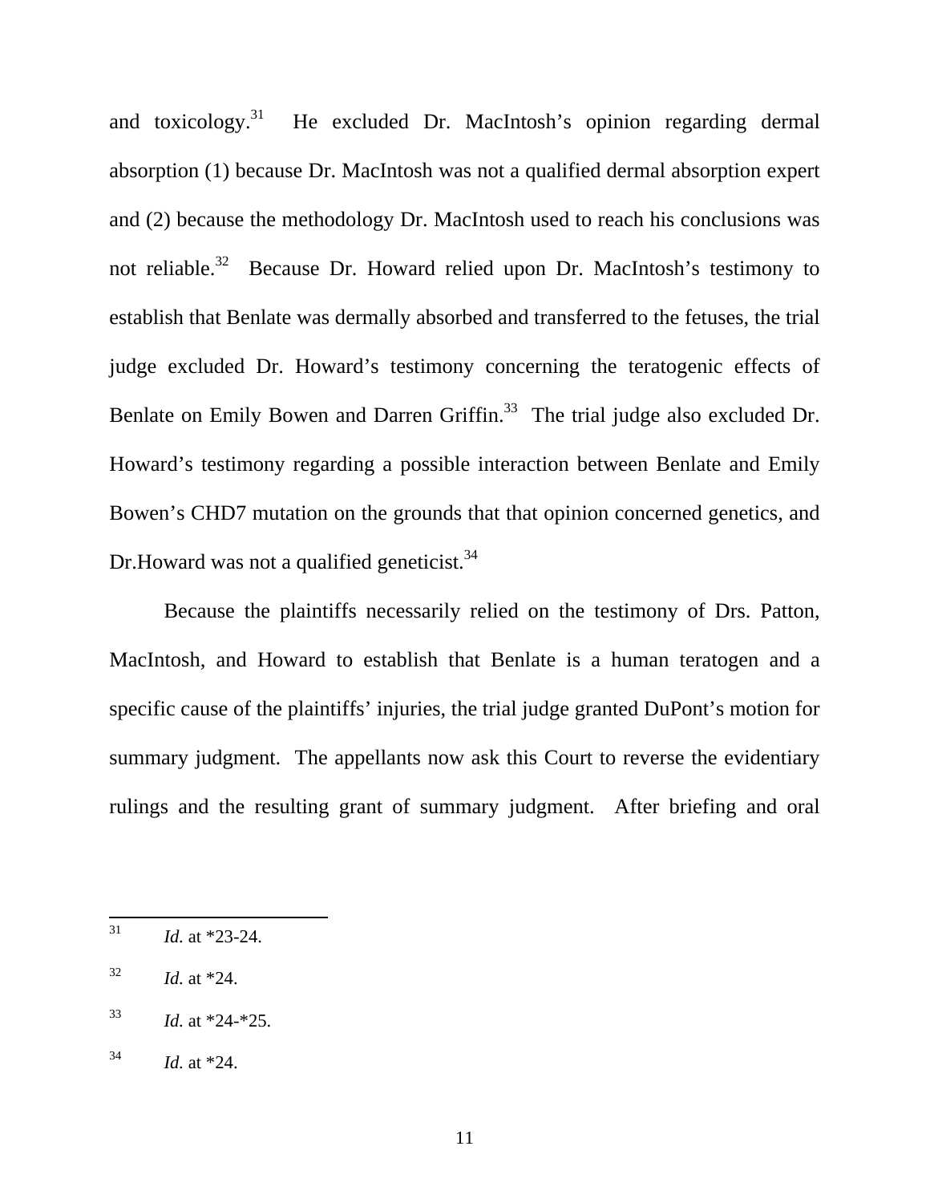and toxicology.[31] He excluded Dr. MacIntosh's opinion regarding dermal absorption (1) because Dr. MacIntosh was not a qualified dermal absorption expert and (2) because the methodology Dr. MacIntosh used to reach his conclusions was not reliable.[32] Because Dr. Howard relied upon Dr. MacIntosh's testimony to establish that Benlate was dermally absorbed and transferred to the fetuses, the trial judge excluded Dr. Howard's testimony concerning the teratogenic effects of Benlate on Emily Bowen and Darren Griffin.[33] The trial judge also excluded Dr. Howard's testimony regarding a possible interaction between Benlate and Emily Bowen's CHD7 mutation on the grounds that that opinion concerned genetics, and Dr.Howard was not a qualified geneticist.[34]

Because the plaintiffs necessarily relied on the testimony of Drs. Patton, MacIntosh, and Howard to establish that Benlate is a human teratogen and a specific cause of the plaintiffs' injuries, the trial judge granted DuPont's motion for summary judgment. The appellants now ask this Court to reverse the evidentiary rulings and the resulting grant of summary judgment. After briefing and oral

---

[31] *Id.* at *23-24.

[32] *Id.* at *24.

[33] *Id.* at *24-*25.

[34] *Id.* at *24.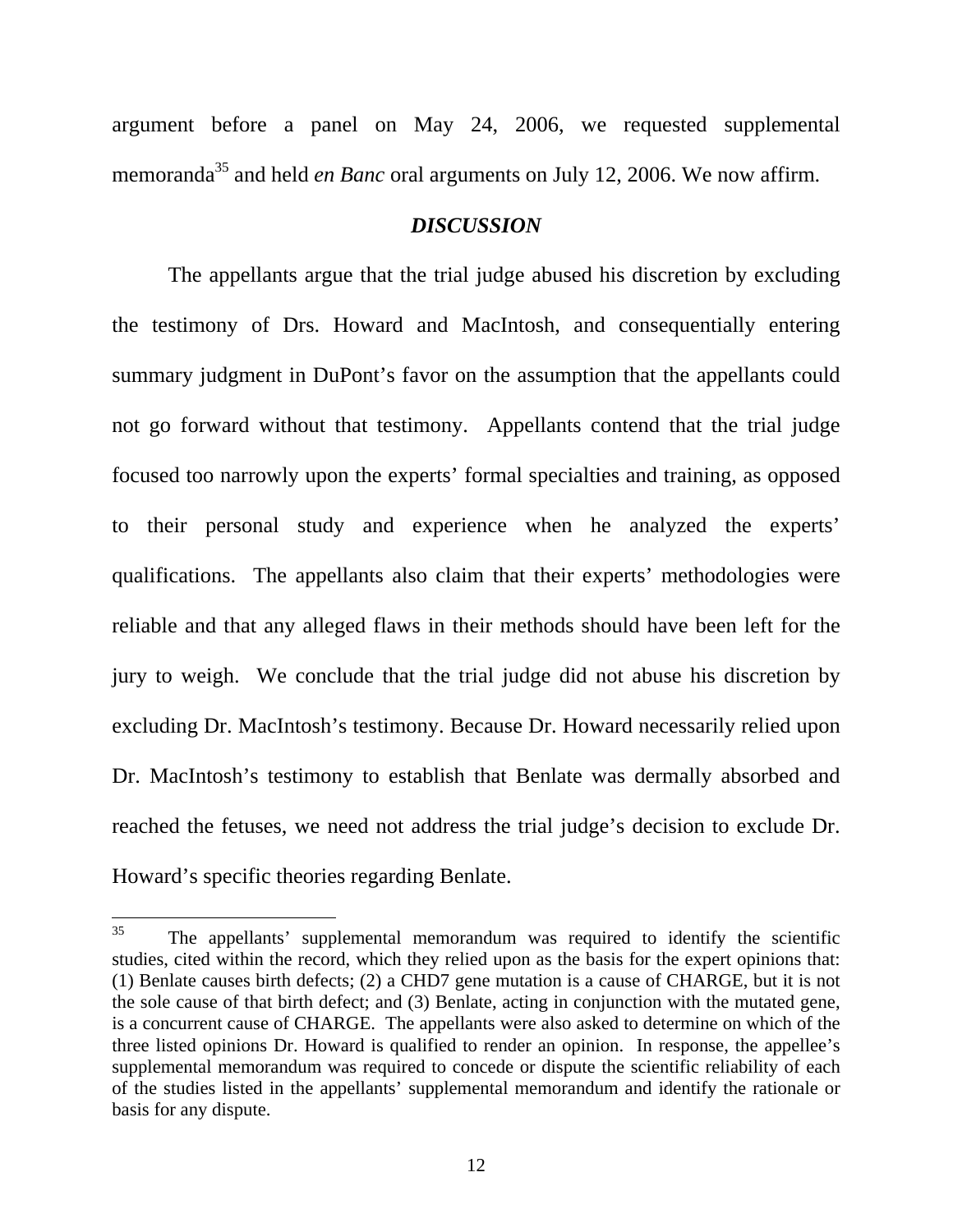argument before a panel on May 24, 2006, we requested supplemental memoranda[35] and held *en Banc* oral arguments on July 12, 2006. We now affirm.

### *DISCUSSION*

The appellants argue that the trial judge abused his discretion by excluding the testimony of Drs. Howard and MacIntosh, and consequentially entering summary judgment in DuPont's favor on the assumption that the appellants could not go forward without that testimony. Appellants contend that the trial judge focused too narrowly upon the experts' formal specialties and training, as opposed to their personal study and experience when he analyzed the experts' qualifications. The appellants also claim that their experts' methodologies were reliable and that any alleged flaws in their methods should have been left for the jury to weigh. We conclude that the trial judge did not abuse his discretion by excluding Dr. MacIntosh's testimony. Because Dr. Howard necessarily relied upon Dr. MacIntosh's testimony to establish that Benlate was dermally absorbed and reached the fetuses, we need not address the trial judge's decision to exclude Dr. Howard's specific theories regarding Benlate.

---

[35] The appellants' supplemental memorandum was required to identify the scientific studies, cited within the record, which they relied upon as the basis for the expert opinions that: (1) Benlate causes birth defects; (2) a CHD7 gene mutation is a cause of CHARGE, but it is not the sole cause of that birth defect; and (3) Benlate, acting in conjunction with the mutated gene, is a concurrent cause of CHARGE. The appellants were also asked to determine on which of the three listed opinions Dr. Howard is qualified to render an opinion. In response, the appellee's supplemental memorandum was required to concede or dispute the scientific reliability of each of the studies listed in the appellants' supplemental memorandum and identify the rationale or basis for any dispute.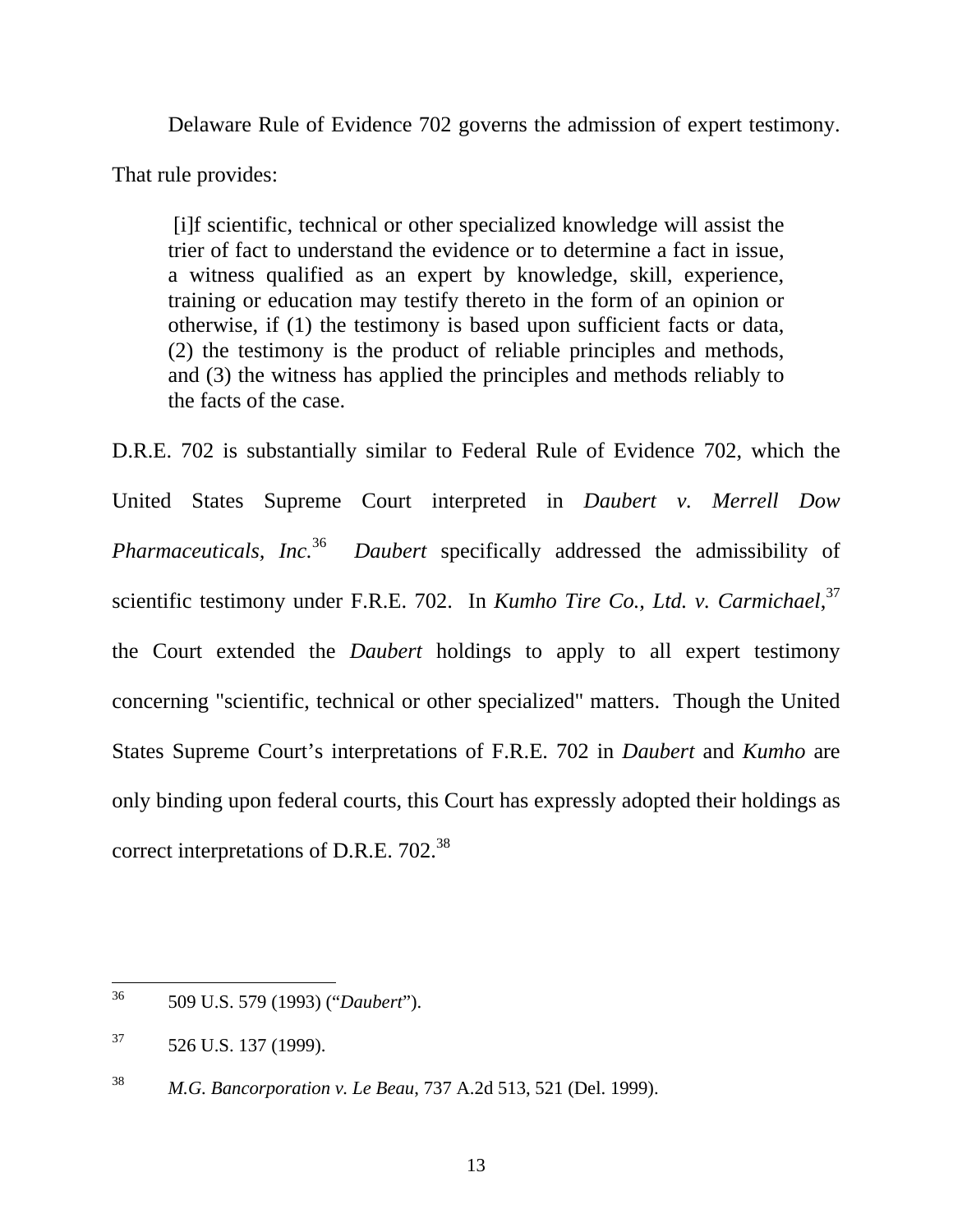Delaware Rule of Evidence 702 governs the admission of expert testimony. That rule provides:

> [i]f scientific, technical or other specialized knowledge will assist the trier of fact to understand the evidence or to determine a fact in issue, a witness qualified as an expert by knowledge, skill, experience, training or education may testify thereto in the form of an opinion or otherwise, if (1) the testimony is based upon sufficient facts or data, (2) the testimony is the product of reliable principles and methods, and (3) the witness has applied the principles and methods reliably to the facts of the case.

D.R.E. 702 is substantially similar to Federal Rule of Evidence 702, which the United States Supreme Court interpreted in *Daubert v. Merrell Dow Pharmaceuticals, Inc.*[36] *Daubert* specifically addressed the admissibility of scientific testimony under F.R.E. 702. In *Kumho Tire Co., Ltd. v. Carmichael*,[37] the Court extended the *Daubert* holdings to apply to all expert testimony concerning "scientific, technical or other specialized" matters. Though the United States Supreme Court's interpretations of F.R.E. 702 in *Daubert* and *Kumho* are only binding upon federal courts, this Court has expressly adopted their holdings as correct interpretations of D.R.E. 702.[38]

---

[36] 509 U.S. 579 (1993) ("*Daubert*").

[37] 526 U.S. 137 (1999).

[38] *M.G. Bancorporation v. Le Beau*, 737 A.2d 513, 521 (Del. 1999).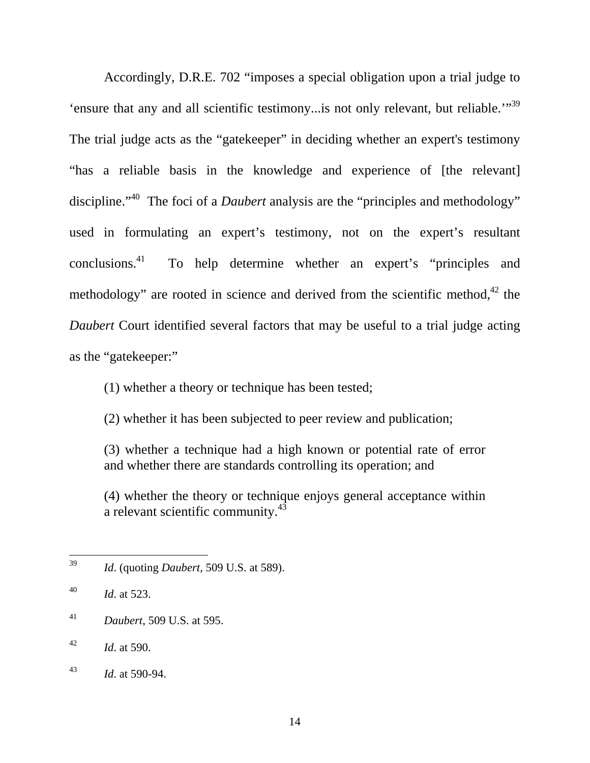Accordingly, D.R.E. 702 "imposes a special obligation upon a trial judge to 'ensure that any and all scientific testimony...is not only relevant, but reliable.'"[39] The trial judge acts as the "gatekeeper" in deciding whether an expert's testimony "has a reliable basis in the knowledge and experience of [the relevant] discipline."[40] The foci of a *Daubert* analysis are the "principles and methodology" used in formulating an expert's testimony, not on the expert's resultant conclusions.[41] To help determine whether an expert's "principles and methodology" are rooted in science and derived from the scientific method,[42] the *Daubert* Court identified several factors that may be useful to a trial judge acting as the "gatekeeper:"

> (1) whether a theory or technique has been tested;
>
> (2) whether it has been subjected to peer review and publication;
>
> (3) whether a technique had a high known or potential rate of error and whether there are standards controlling its operation; and
>
> (4) whether the theory or technique enjoys general acceptance within a relevant scientific community.[43]

---

[39] *Id*. (quoting *Daubert*, 509 U.S. at 589).

[40] *Id*. at 523.

[41] *Daubert*, 509 U.S. at 595.

[42] *Id*. at 590.

[43] *Id*. at 590-94.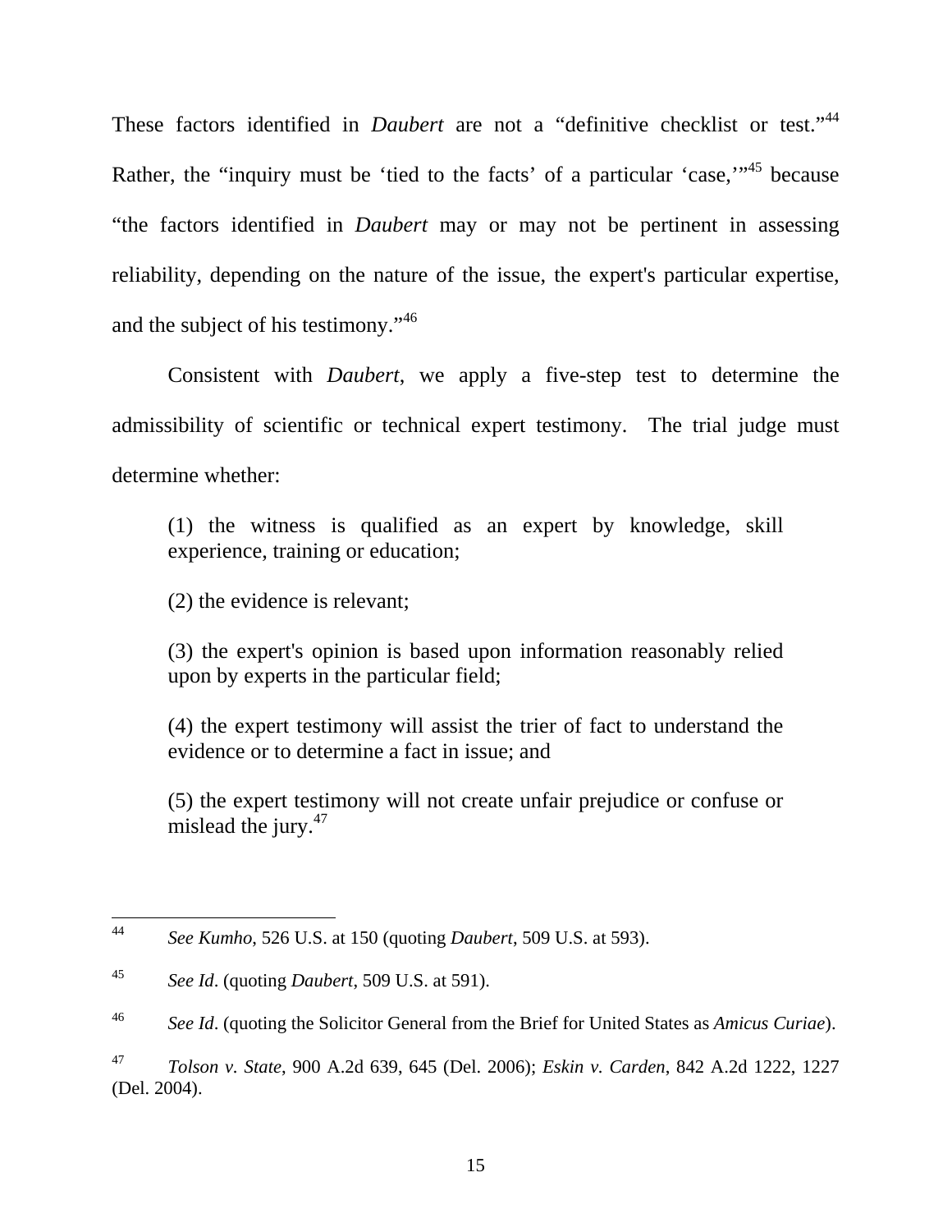These factors identified in *Daubert* are not a "definitive checklist or test."[44] Rather, the "inquiry must be 'tied to the facts' of a particular 'case,'"[45] because "the factors identified in *Daubert* may or may not be pertinent in assessing reliability, depending on the nature of the issue, the expert's particular expertise, and the subject of his testimony."[46]

Consistent with *Daubert*, we apply a five-step test to determine the admissibility of scientific or technical expert testimony. The trial judge must determine whether:

> (1) the witness is qualified as an expert by knowledge, skill experience, training or education;
>
> (2) the evidence is relevant;
>
> (3) the expert's opinion is based upon information reasonably relied upon by experts in the particular field;
>
> (4) the expert testimony will assist the trier of fact to understand the evidence or to determine a fact in issue; and
>
> (5) the expert testimony will not create unfair prejudice or confuse or mislead the jury.[47]

---

[44] *See Kumho*, 526 U.S. at 150 (quoting *Daubert*, 509 U.S. at 593).

[45] *See Id*. (quoting *Daubert*, 509 U.S. at 591).

[46] *See Id*. (quoting the Solicitor General from the Brief for United States as *Amicus Curiae*).

[47] *Tolson v. State*, 900 A.2d 639, 645 (Del. 2006); *Eskin v. Carden*, 842 A.2d 1222, 1227 (Del. 2004).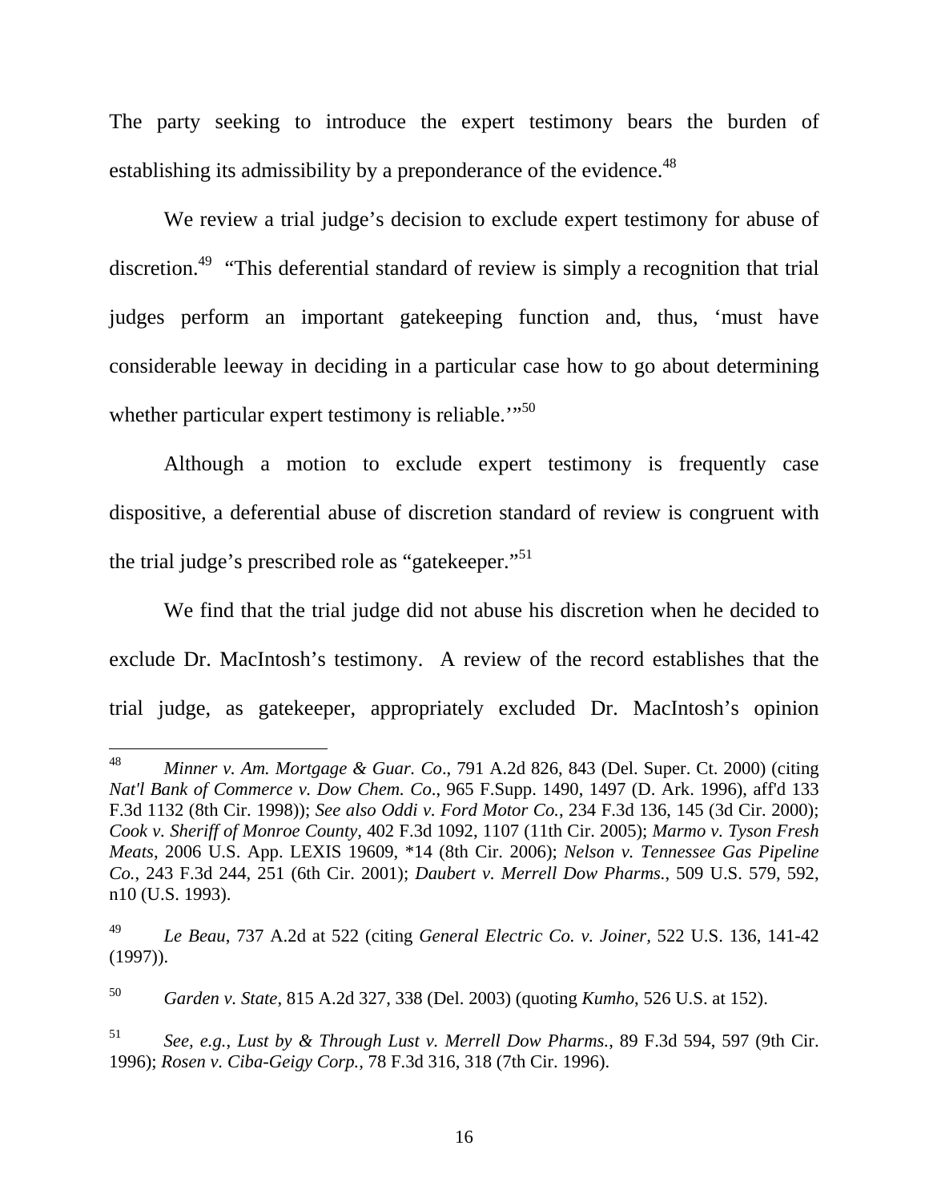The party seeking to introduce the expert testimony bears the burden of establishing its admissibility by a preponderance of the evidence.[48]

We review a trial judge's decision to exclude expert testimony for abuse of discretion.[49] "This deferential standard of review is simply a recognition that trial judges perform an important gatekeeping function and, thus, 'must have considerable leeway in deciding in a particular case how to go about determining whether particular expert testimony is reliable.'"[50]

Although a motion to exclude expert testimony is frequently case dispositive, a deferential abuse of discretion standard of review is congruent with the trial judge's prescribed role as "gatekeeper."[51]

We find that the trial judge did not abuse his discretion when he decided to exclude Dr. MacIntosh's testimony. A review of the record establishes that the trial judge, as gatekeeper, appropriately excluded Dr. MacIntosh's opinion

---

[48] *Minner v. Am. Mortgage & Guar. Co*., 791 A.2d 826, 843 (Del. Super. Ct. 2000) (citing *Nat'l Bank of Commerce v. Dow Chem. Co*., 965 F.Supp. 1490, 1497 (D. Ark. 1996), aff'd 133 F.3d 1132 (8th Cir. 1998)); *See also Oddi v. Ford Motor Co.*, 234 F.3d 136, 145 (3d Cir. 2000); *Cook v. Sheriff of Monroe County*, 402 F.3d 1092, 1107 (11th Cir. 2005); *Marmo v. Tyson Fresh Meats*, 2006 U.S. App. LEXIS 19609, *14 (8th Cir. 2006); *Nelson v. Tennessee Gas Pipeline Co.*, 243 F.3d 244, 251 (6th Cir. 2001); *Daubert v. Merrell Dow Pharms.*, 509 U.S. 579, 592, n10 (U.S. 1993).

[49] *Le Beau*, 737 A.2d at 522 (citing *General Electric Co. v. Joiner*, 522 U.S. 136, 141-42 (1997)).

[50] *Garden v. State*, 815 A.2d 327, 338 (Del. 2003) (quoting *Kumho*, 526 U.S. at 152).

[51] *See, e.g.*, *Lust by & Through Lust v. Merrell Dow Pharms.*, 89 F.3d 594, 597 (9th Cir. 1996); *Rosen v. Ciba-Geigy Corp.*, 78 F.3d 316, 318 (7th Cir. 1996).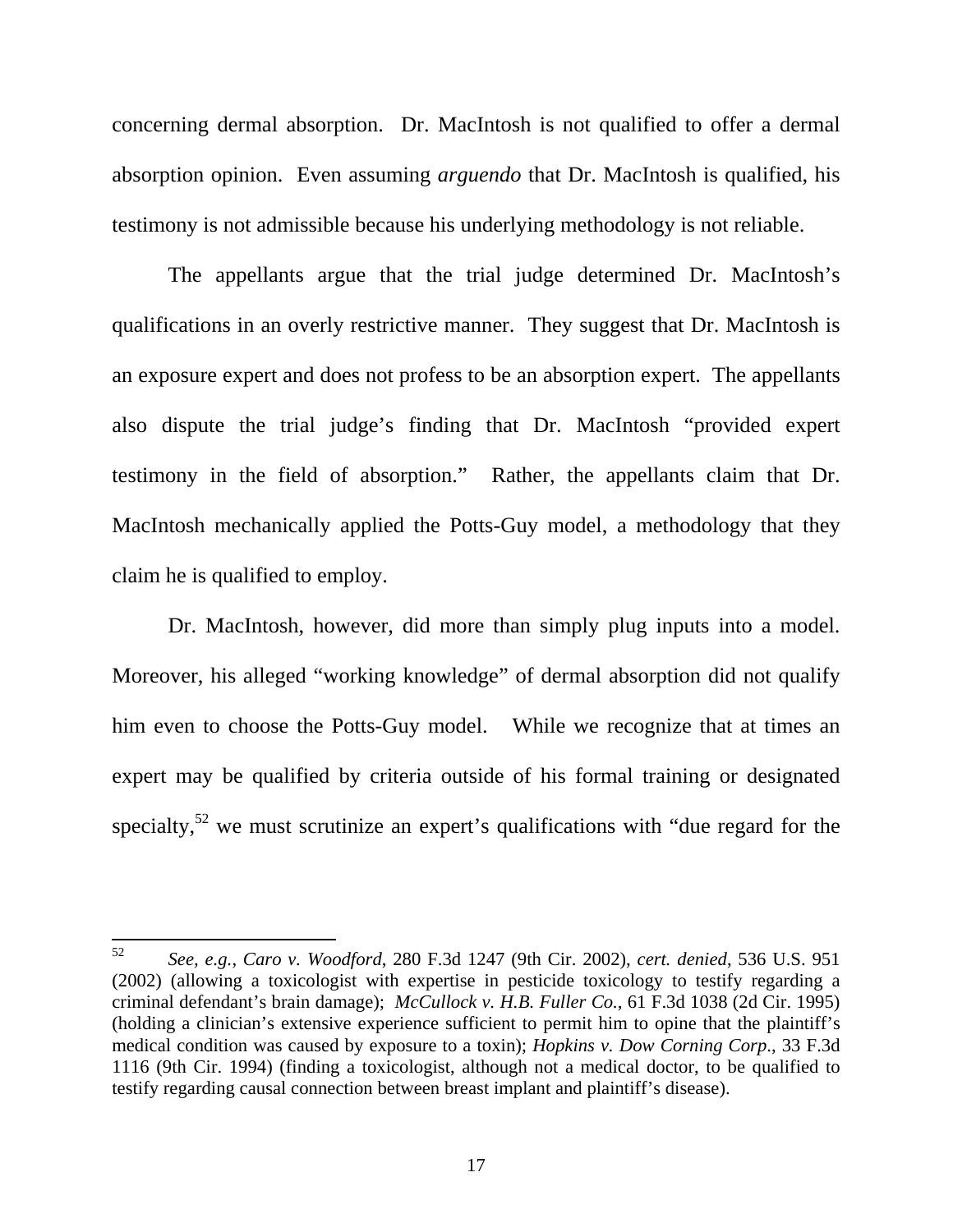concerning dermal absorption. Dr. MacIntosh is not qualified to offer a dermal absorption opinion. Even assuming *arguendo* that Dr. MacIntosh is qualified, his testimony is not admissible because his underlying methodology is not reliable.

The appellants argue that the trial judge determined Dr. MacIntosh's qualifications in an overly restrictive manner. They suggest that Dr. MacIntosh is an exposure expert and does not profess to be an absorption expert. The appellants also dispute the trial judge's finding that Dr. MacIntosh "provided expert testimony in the field of absorption." Rather, the appellants claim that Dr. MacIntosh mechanically applied the Potts-Guy model, a methodology that they claim he is qualified to employ.

Dr. MacIntosh, however, did more than simply plug inputs into a model. Moreover, his alleged "working knowledge" of dermal absorption did not qualify him even to choose the Potts-Guy model. While we recognize that at times an expert may be qualified by criteria outside of his formal training or designated specialty,[52] we must scrutinize an expert's qualifications with "due regard for the

---

[52] *See, e.g.*, *Caro v. Woodford*, 280 F.3d 1247 (9th Cir. 2002), *cert. denied*, 536 U.S. 951 (2002) (allowing a toxicologist with expertise in pesticide toxicology to testify regarding a criminal defendant's brain damage); *McCullock v. H.B. Fuller Co.*, 61 F.3d 1038 (2d Cir. 1995) (holding a clinician's extensive experience sufficient to permit him to opine that the plaintiff's medical condition was caused by exposure to a toxin); *Hopkins v. Dow Corning Corp*., 33 F.3d 1116 (9th Cir. 1994) (finding a toxicologist, although not a medical doctor, to be qualified to testify regarding causal connection between breast implant and plaintiff's disease).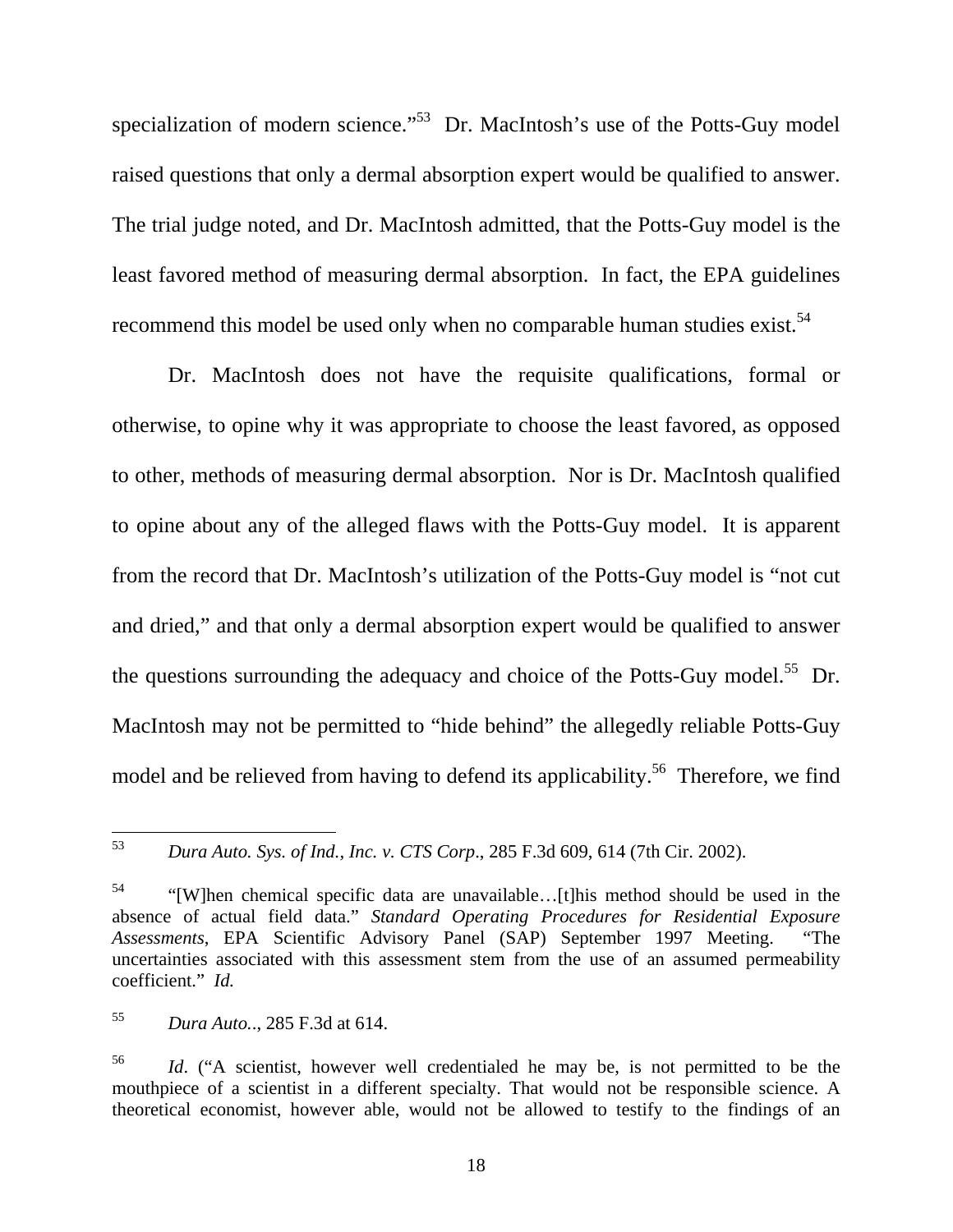specialization of modern science."[53] Dr. MacIntosh's use of the Potts-Guy model raised questions that only a dermal absorption expert would be qualified to answer. The trial judge noted, and Dr. MacIntosh admitted, that the Potts-Guy model is the least favored method of measuring dermal absorption. In fact, the EPA guidelines recommend this model be used only when no comparable human studies exist.[54]

Dr. MacIntosh does not have the requisite qualifications, formal or otherwise, to opine why it was appropriate to choose the least favored, as opposed to other, methods of measuring dermal absorption. Nor is Dr. MacIntosh qualified to opine about any of the alleged flaws with the Potts-Guy model. It is apparent from the record that Dr. MacIntosh's utilization of the Potts-Guy model is "not cut and dried," and that only a dermal absorption expert would be qualified to answer the questions surrounding the adequacy and choice of the Potts-Guy model.[55] Dr. MacIntosh may not be permitted to "hide behind" the allegedly reliable Potts-Guy model and be relieved from having to defend its applicability.[56] Therefore, we find

---

[53] *Dura Auto. Sys. of Ind., Inc. v. CTS Corp*., 285 F.3d 609, 614 (7th Cir. 2002).

[54] "[W]hen chemical specific data are unavailable…[t]his method should be used in the absence of actual field data." *Standard Operating Procedures for Residential Exposure Assessments*, EPA Scientific Advisory Panel (SAP) September 1997 Meeting. "The uncertainties associated with this assessment stem from the use of an assumed permeability coefficient." *Id.*

[55] *Dura Auto.*., 285 F.3d at 614.

[56] *Id*. ("A scientist, however well credentialed he may be, is not permitted to be the mouthpiece of a scientist in a different specialty. That would not be responsible science. A theoretical economist, however able, would not be allowed to testify to the findings of an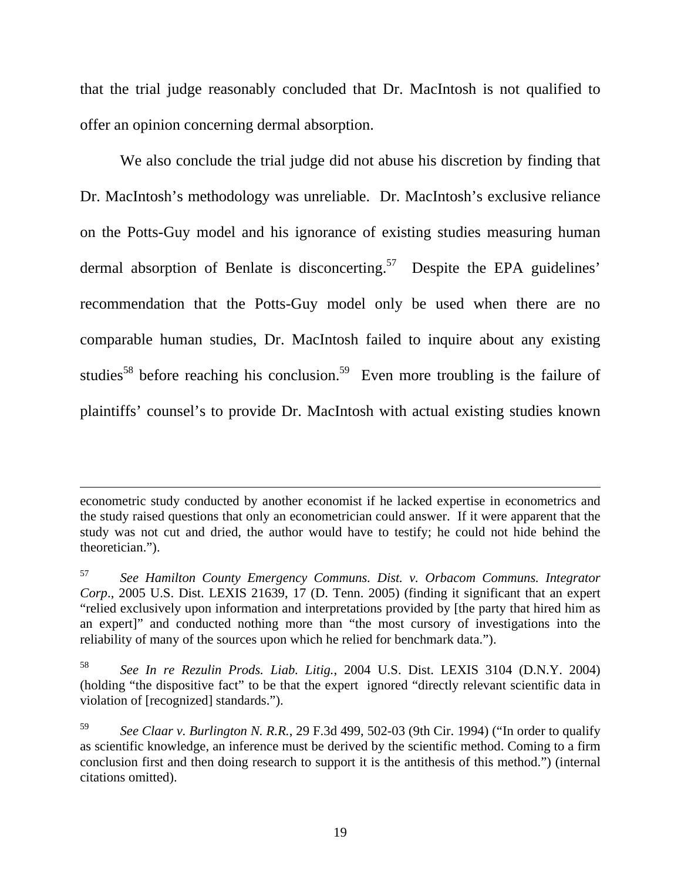that the trial judge reasonably concluded that Dr. MacIntosh is not qualified to offer an opinion concerning dermal absorption.

We also conclude the trial judge did not abuse his discretion by finding that Dr. MacIntosh's methodology was unreliable. Dr. MacIntosh's exclusive reliance on the Potts-Guy model and his ignorance of existing studies measuring human dermal absorption of Benlate is disconcerting.[57] Despite the EPA guidelines' recommendation that the Potts-Guy model only be used when there are no comparable human studies, Dr. MacIntosh failed to inquire about any existing studies[58] before reaching his conclusion.[59] Even more troubling is the failure of plaintiffs' counsel's to provide Dr. MacIntosh with actual existing studies known

---

econometric study conducted by another economist if he lacked expertise in econometrics and the study raised questions that only an econometrician could answer. If it were apparent that the study was not cut and dried, the author would have to testify; he could not hide behind the theoretician.").

[57] *See Hamilton County Emergency Communs. Dist. v. Orbacom Communs. Integrator Corp*., 2005 U.S. Dist. LEXIS 21639, 17 (D. Tenn. 2005) (finding it significant that an expert "relied exclusively upon information and interpretations provided by [the party that hired him as an expert]" and conducted nothing more than "the most cursory of investigations into the reliability of many of the sources upon which he relied for benchmark data.").

[58] *See In re Rezulin Prods. Liab. Litig.*, 2004 U.S. Dist. LEXIS 3104 (D.N.Y. 2004) (holding "the dispositive fact" to be that the expert ignored "directly relevant scientific data in violation of [recognized] standards.").

[59] *See Claar v. Burlington N. R.R.*, 29 F.3d 499, 502-03 (9th Cir. 1994) ("In order to qualify as scientific knowledge, an inference must be derived by the scientific method. Coming to a firm conclusion first and then doing research to support it is the antithesis of this method.") (internal citations omitted).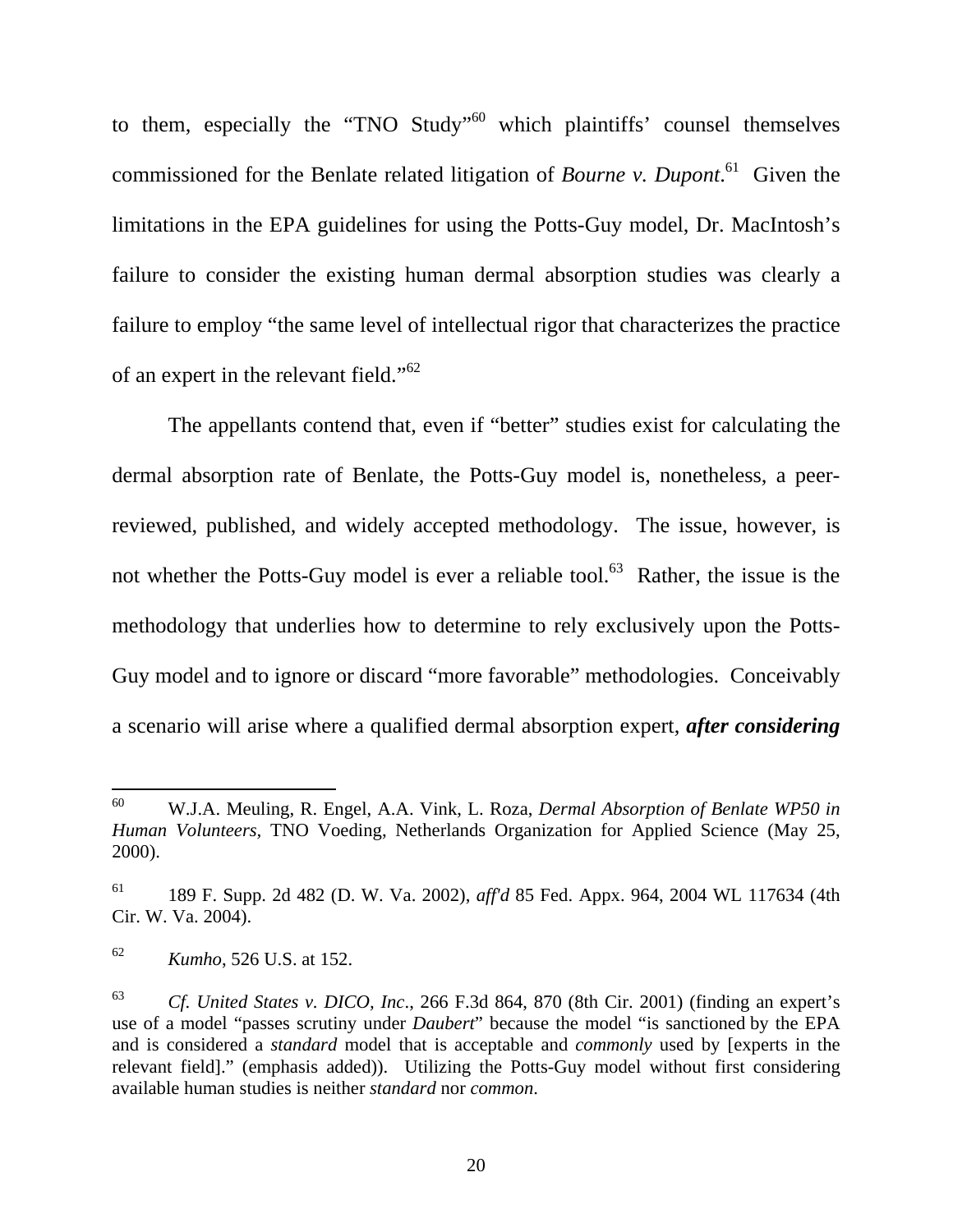to them, especially the "TNO Study"[60] which plaintiffs' counsel themselves commissioned for the Benlate related litigation of *Bourne v. Dupont*.[61] Given the limitations in the EPA guidelines for using the Potts-Guy model, Dr. MacIntosh's failure to consider the existing human dermal absorption studies was clearly a failure to employ "the same level of intellectual rigor that characterizes the practice of an expert in the relevant field."[62]

The appellants contend that, even if "better" studies exist for calculating the dermal absorption rate of Benlate, the Potts-Guy model is, nonetheless, a peer-reviewed, published, and widely accepted methodology. The issue, however, is not whether the Potts-Guy model is ever a reliable tool.[63] Rather, the issue is the methodology that underlies how to determine to rely exclusively upon the Potts-Guy model and to ignore or discard "more favorable" methodologies. Conceivably a scenario will arise where a qualified dermal absorption expert, ***after considering***

---

[60] W.J.A. Meuling, R. Engel, A.A. Vink, L. Roza, *Dermal Absorption of Benlate WP50 in Human Volunteers*, TNO Voeding, Netherlands Organization for Applied Science (May 25, 2000).

[61] 189 F. Supp. 2d 482 (D. W. Va. 2002), *aff'd* 85 Fed. Appx. 964, 2004 WL 117634 (4th Cir. W. Va. 2004).

[62] *Kumho*, 526 U.S. at 152.

[63] *Cf. United States v. DICO, Inc*., 266 F.3d 864, 870 (8th Cir. 2001) (finding an expert's use of a model "passes scrutiny under *Daubert*" because the model "is sanctioned by the EPA and is considered a *standard* model that is acceptable and *commonly* used by [experts in the relevant field]." (emphasis added)). Utilizing the Potts-Guy model without first considering available human studies is neither *standard* nor *common*.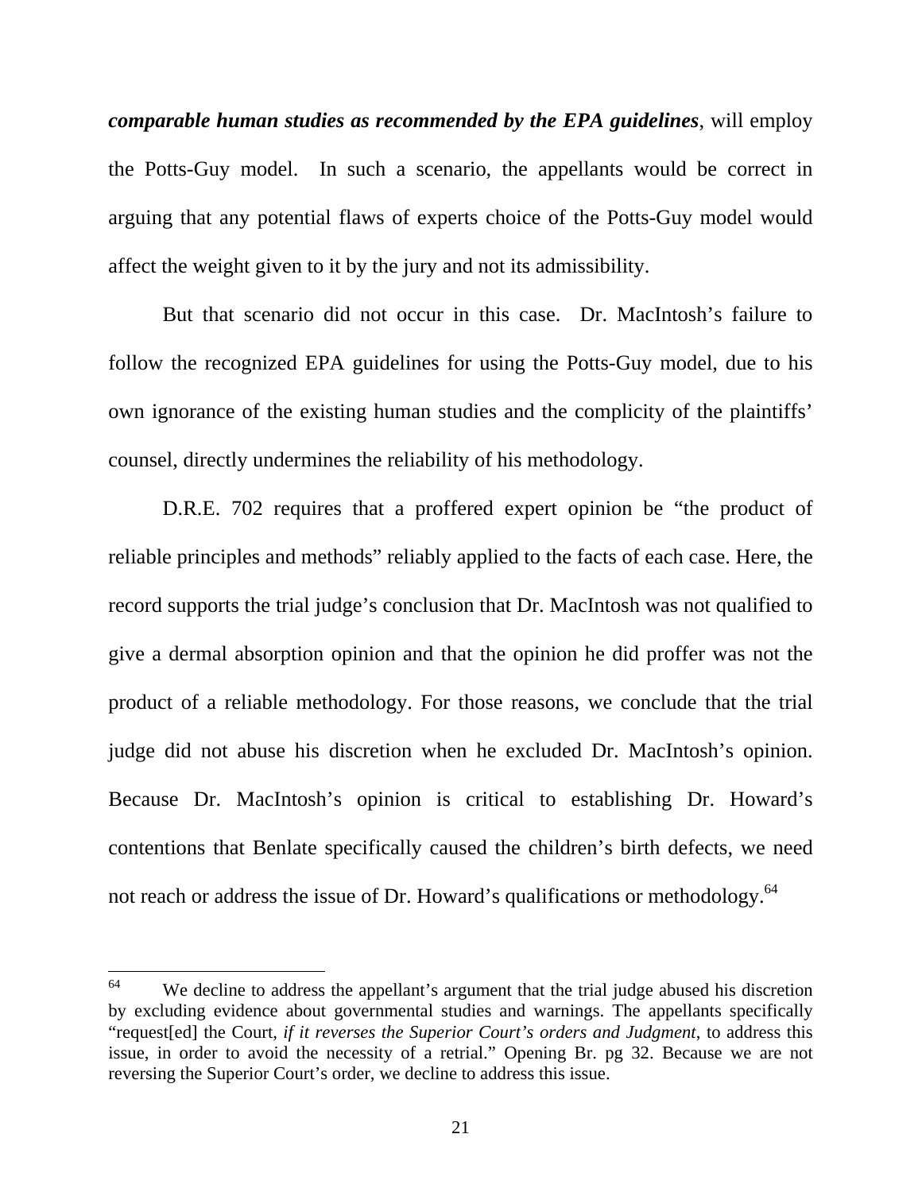***comparable human studies as recommended by the EPA guidelines***, will employ the Potts-Guy model. In such a scenario, the appellants would be correct in arguing that any potential flaws of experts choice of the Potts-Guy model would affect the weight given to it by the jury and not its admissibility.

But that scenario did not occur in this case. Dr. MacIntosh's failure to follow the recognized EPA guidelines for using the Potts-Guy model, due to his own ignorance of the existing human studies and the complicity of the plaintiffs' counsel, directly undermines the reliability of his methodology.

D.R.E. 702 requires that a proffered expert opinion be "the product of reliable principles and methods" reliably applied to the facts of each case. Here, the record supports the trial judge's conclusion that Dr. MacIntosh was not qualified to give a dermal absorption opinion and that the opinion he did proffer was not the product of a reliable methodology. For those reasons, we conclude that the trial judge did not abuse his discretion when he excluded Dr. MacIntosh's opinion. Because Dr. MacIntosh's opinion is critical to establishing Dr. Howard's contentions that Benlate specifically caused the children's birth defects, we need not reach or address the issue of Dr. Howard's qualifications or methodology.[64]

---

[64] We decline to address the appellant's argument that the trial judge abused his discretion by excluding evidence about governmental studies and warnings. The appellants specifically "request[ed] the Court, *if it reverses the Superior Court's orders and Judgment*, to address this issue, in order to avoid the necessity of a retrial." Opening Br. pg 32. Because we are not reversing the Superior Court's order, we decline to address this issue.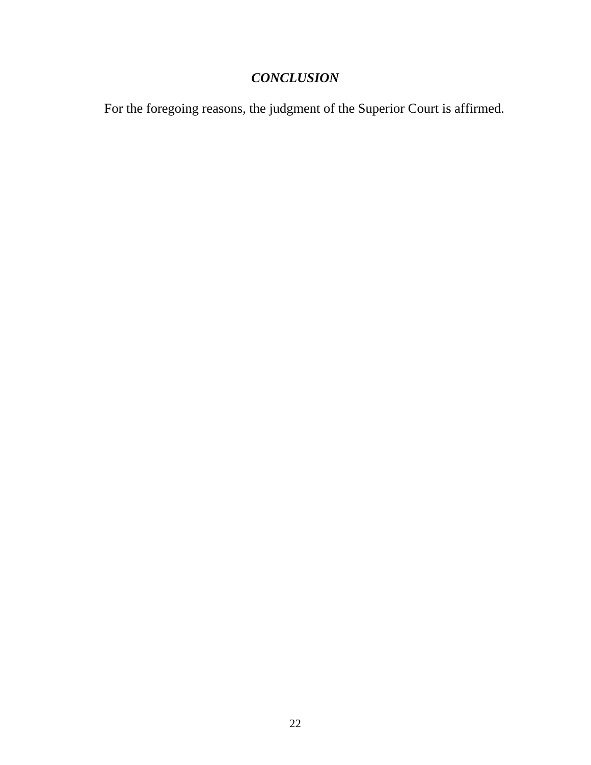## ***CONCLUSION***

For the foregoing reasons, the judgment of the Superior Court is affirmed.